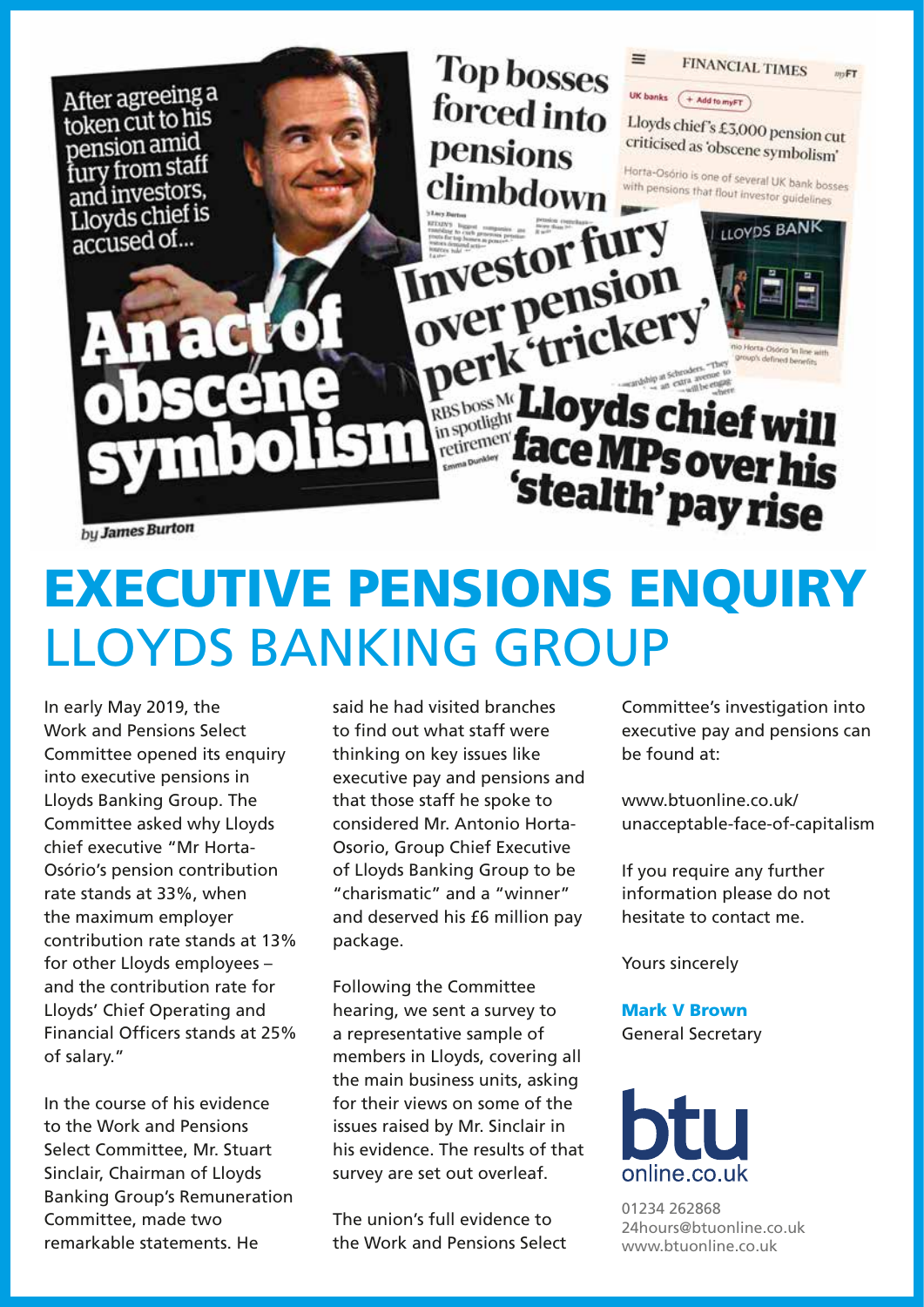After agreeing a token cut to his pension amid fury from staff and investors, Lloyds chief is accused of...

An act of obscene symbolism

*by James Burton*

Top bosses forced into pensions climbdown

FINANCIAL TIMES

UK banks

Lloyds chief's £3,000 pension cut criticised as 'obscene symbolism'

Horta-Osório is one of several UK bank bosses with pensions that flout investor guidelines

Investor fury over pension perk 'trickery'

Lloyds chief will face MPs over his 'stealth' pay rise

# EXECUTIVE PENSIONS ENQUIRY

## LLOYDS BANKING GROUP

In early May 2019, the Work and Pensions Select Committee opened its enquiry into executive pensions in Lloyds Banking Group. The Committee asked why Lloyds chief executive "Mr Horta-Osório's pension contribution rate stands at 33%, when the maximum employer contribution rate stands at 13% for other Lloyds employees – and the contribution rate for Lloyds' Chief Operating and Financial Officers stands at 25% of salary."

In the course of his evidence to the Work and Pensions Select Committee, Mr. Stuart Sinclair, Chairman of Lloyds Banking Group's Remuneration Committee, made two remarkable statements. He said he had visited branches to find out what staff were thinking on key issues like executive pay and pensions and that those staff he spoke to considered Mr. Antonio Horta-Osorio, Group Chief Executive of Lloyds Banking Group to be "charismatic" and a "winner" and deserved his £6 million pay package.

Following the Committee hearing, we sent a survey to a representative sample of members in Lloyds, covering all the main business units, asking for their views on some of the issues raised by Mr. Sinclair in his evidence. The results of that survey are set out overleaf.

The union's full evidence to the Work and Pensions Select Committee's investigation into executive pay and pensions can be found at:

www.btuonline.co.uk/unacceptable-face-of-capitalism

If you require any further information please do not hesitate to contact me.

Yours sincerely

**Mark V Brown**
General Secretary

btu online.co.uk

01234 262868
24hours@btuonline.co.uk
www.btuonline.co.uk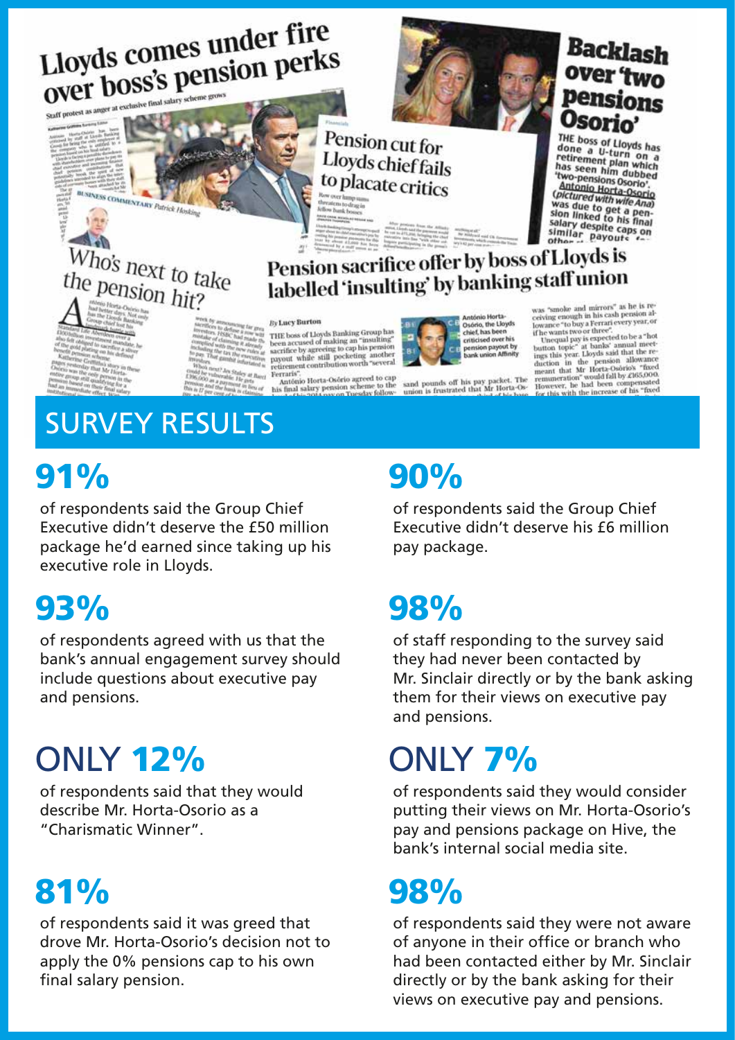Lloyds comes under fire over boss's pension perks

Staff protest as anger at exclusive final salary scheme grows

BUSINESS COMMENTARY Patrick Hosking

Who's next to take the pension hit?

Pension cut for Lloyds chief fails to placate critics

Backlash over 'two pensions Osorio'

THE boss of Lloyds has done a U-turn on a retirement plan which has seen him dubbed 'two-pensions Osorio'. Antonio Horta-Osorio (pictured with wife Ana) was due to get a pension linked to his final salary despite caps on similar payouts for other

Pension sacrifice offer by boss of Lloyds is labelled 'insulting' by banking staff union

By Lucy Burton

THE boss of Lloyds Banking Group has been accused of making an "insulting" sacrifice by agreeing to cap his pension payout while still pocketing another retirement contribution worth "several

## SURVEY RESULTS

**91%**

of respondents said the Group Chief Executive didn't deserve the £50 million package he'd earned since taking up his executive role in Lloyds.

**90%**

of respondents said the Group Chief Executive didn't deserve his £6 million pay package.

**93%**

of respondents agreed with us that the bank's annual engagement survey should include questions about executive pay and pensions.

**98%**

of staff responding to the survey said they had never been contacted by Mr. Sinclair directly or by the bank asking them for their views on executive pay and pensions.

ONLY **12%**

of respondents said that they would describe Mr. Horta-Osorio as a "Charismatic Winner".

ONLY **7%**

of respondents said they would consider putting their views on Mr. Horta-Osorio's pay and pensions package on Hive, the bank's internal social media site.

**81%**

of respondents said it was greed that drove Mr. Horta-Osorio's decision not to apply the 0% pensions cap to his own final salary pension.

**98%**

of respondents said they were not aware of anyone in their office or branch who had been contacted either by Mr. Sinclair directly or by the bank asking for their views on executive pay and pensions.